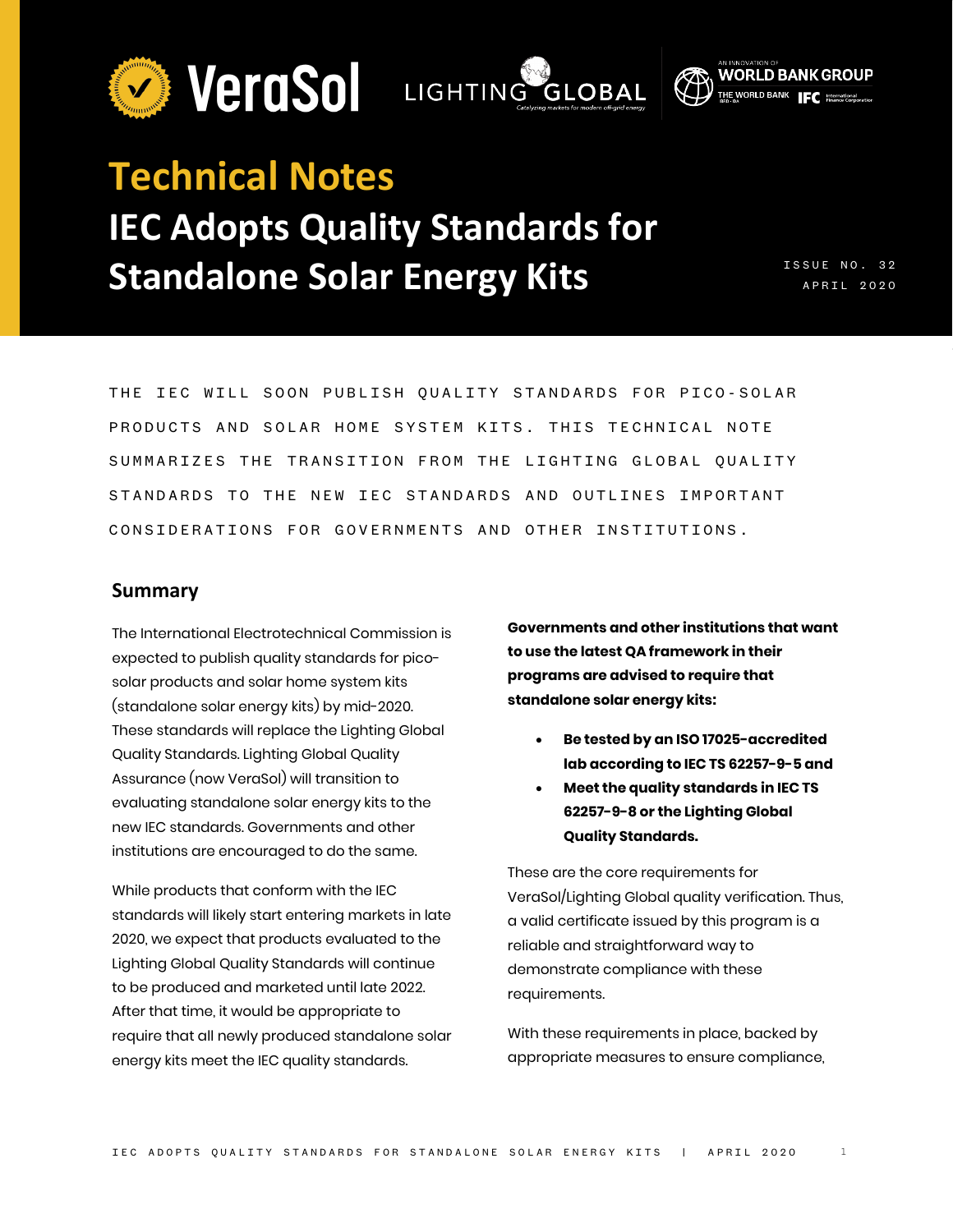# Technical Notes

# IEC Adopts Quality Standards for Standalone Solar Energy Kits

ISSUE NO. 32
APRIL 2020

THE IEC WILL SOON PUBLISH QUALITY STANDARDS FOR PICO-SOLAR PRODUCTS AND SOLAR HOME SYSTEM KITS. THIS TECHNICAL NOTE SUMMARIZES THE TRANSITION FROM THE LIGHTING GLOBAL QUALITY STANDARDS TO THE NEW IEC STANDARDS AND OUTLINES IMPORTANT CONSIDERATIONS FOR GOVERNMENTS AND OTHER INSTITUTIONS.

## Summary

The International Electrotechnical Commission is expected to publish quality standards for pico-solar products and solar home system kits (standalone solar energy kits) by mid-2020. These standards will replace the Lighting Global Quality Standards. Lighting Global Quality Assurance (now VeraSol) will transition to evaluating standalone solar energy kits to the new IEC standards. Governments and other institutions are encouraged to do the same.

While products that conform with the IEC standards will likely start entering markets in late 2020, we expect that products evaluated to the Lighting Global Quality Standards will continue to be produced and marketed until late 2022. After that time, it would be appropriate to require that all newly produced standalone solar energy kits meet the IEC quality standards.

**Governments and other institutions that want to use the latest QA framework in their programs are advised to require that standalone solar energy kits:**

- **Be tested by an ISO 17025-accredited lab according to IEC TS 62257-9-5 and**
- **Meet the quality standards in IEC TS 62257-9-8 or the Lighting Global Quality Standards.**

These are the core requirements for VeraSol/Lighting Global quality verification. Thus, a valid certificate issued by this program is a reliable and straightforward way to demonstrate compliance with these requirements.

With these requirements in place, backed by appropriate measures to ensure compliance,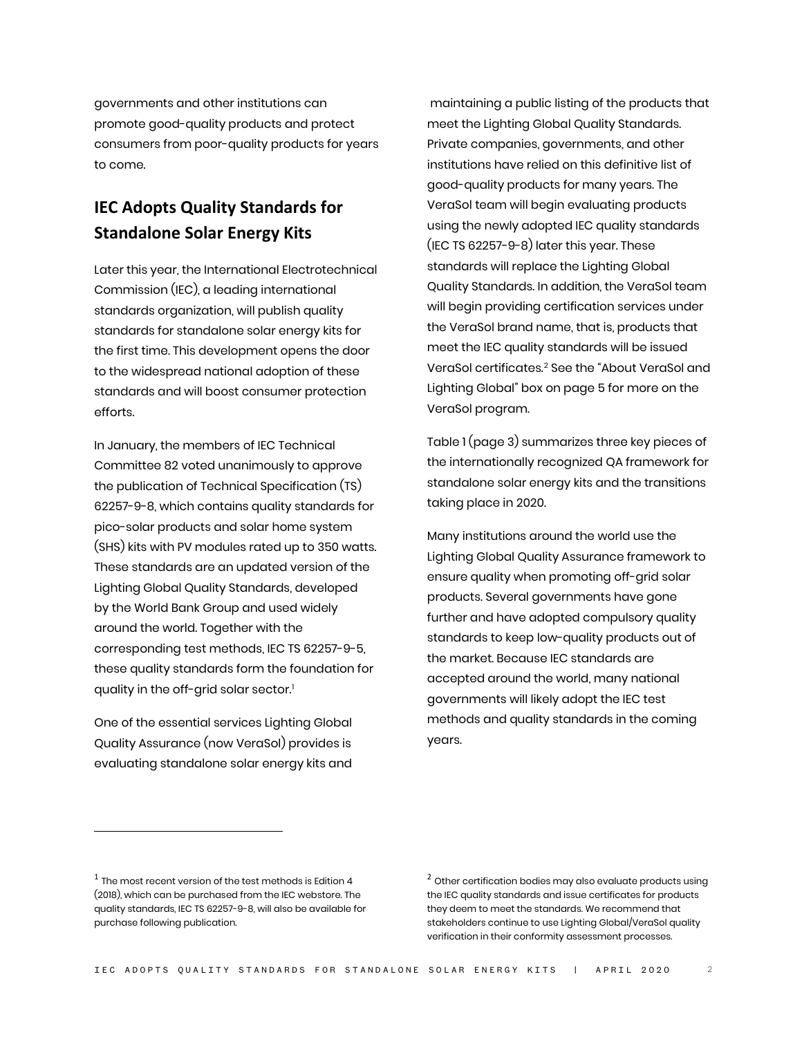governments and other institutions can promote good-quality products and protect consumers from poor-quality products for years to come.

## IEC Adopts Quality Standards for Standalone Solar Energy Kits

Later this year, the International Electrotechnical Commission (IEC), a leading international standards organization, will publish quality standards for standalone solar energy kits for the first time. This development opens the door to the widespread national adoption of these standards and will boost consumer protection efforts.

In January, the members of IEC Technical Committee 82 voted unanimously to approve the publication of Technical Specification (TS) 62257-9-8, which contains quality standards for pico-solar products and solar home system (SHS) kits with PV modules rated up to 350 watts. These standards are an updated version of the Lighting Global Quality Standards, developed by the World Bank Group and used widely around the world. Together with the corresponding test methods, IEC TS 62257-9-5, these quality standards form the foundation for quality in the off-grid solar sector.[1]

One of the essential services Lighting Global Quality Assurance (now VeraSol) provides is evaluating standalone solar energy kits and maintaining a public listing of the products that meet the Lighting Global Quality Standards. Private companies, governments, and other institutions have relied on this definitive list of good-quality products for many years. The VeraSol team will begin evaluating products using the newly adopted IEC quality standards (IEC TS 62257-9-8) later this year. These standards will replace the Lighting Global Quality Standards. In addition, the VeraSol team will begin providing certification services under the VeraSol brand name, that is, products that meet the IEC quality standards will be issued VeraSol certificates.[2] See the "About VeraSol and Lighting Global" box on page 5 for more on the VeraSol program.

Table 1 (page 3) summarizes three key pieces of the internationally recognized QA framework for standalone solar energy kits and the transitions taking place in 2020.

Many institutions around the world use the Lighting Global Quality Assurance framework to ensure quality when promoting off-grid solar products. Several governments have gone further and have adopted compulsory quality standards to keep low-quality products out of the market. Because IEC standards are accepted around the world, many national governments will likely adopt the IEC test methods and quality standards in the coming years.

---

[1] The most recent version of the test methods is Edition 4 (2018), which can be purchased from the IEC webstore. The quality standards, IEC TS 62257-9-8, will also be available for purchase following publication.

[2] Other certification bodies may also evaluate products using the IEC quality standards and issue certificates for products they deem to meet the standards. We recommend that stakeholders continue to use Lighting Global/VeraSol quality verification in their conformity assessment processes.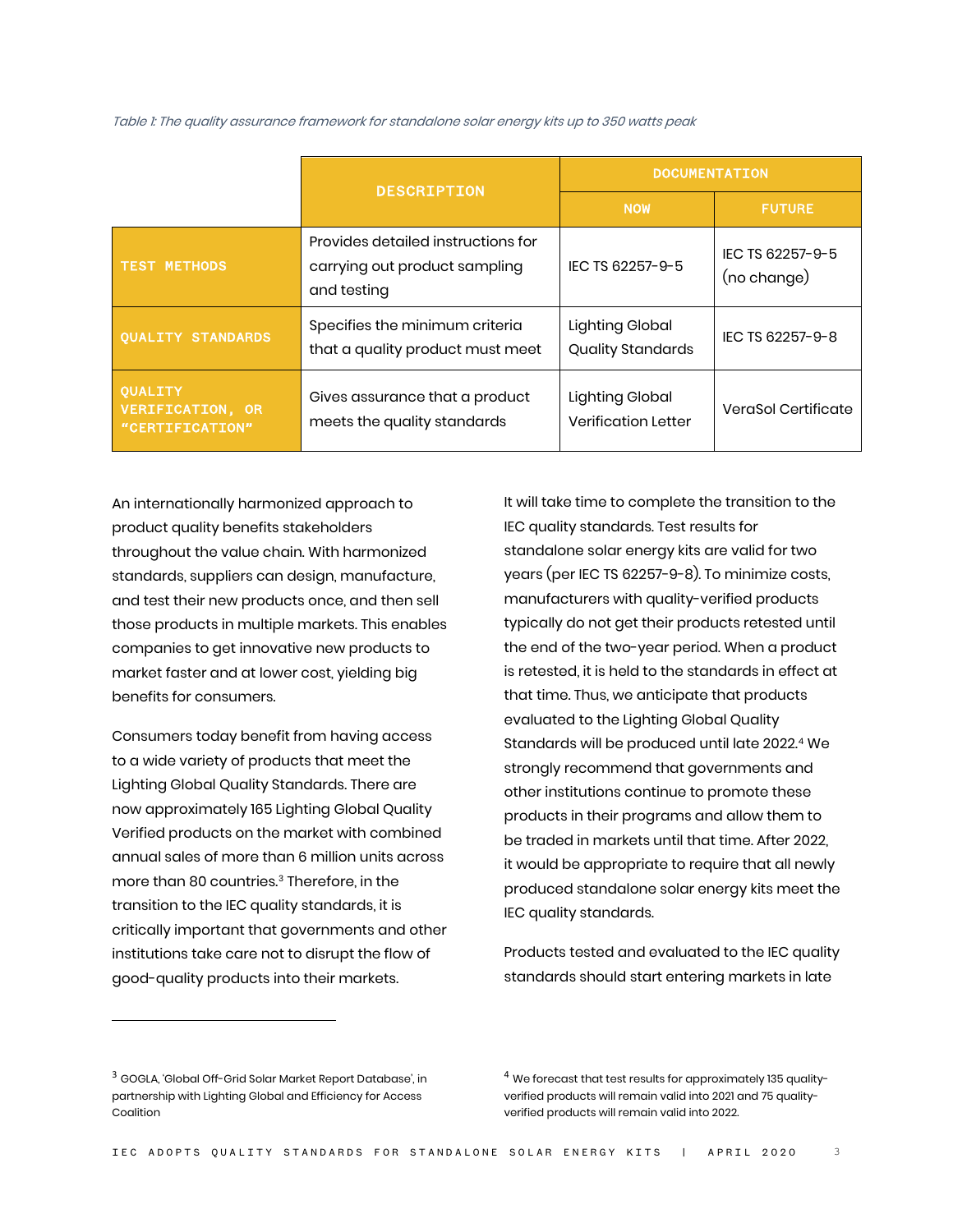*Table 1: The quality assurance framework for standalone solar energy kits up to 350 watts peak*

| | DESCRIPTION | DOCUMENTATION | |
|---|---|---|---|
| | | NOW | FUTURE |
| **TEST METHODS** | Provides detailed instructions for carrying out product sampling and testing | IEC TS 62257-9-5 | IEC TS 62257-9-5 (no change) |
| **QUALITY STANDARDS** | Specifies the minimum criteria that a quality product must meet | Lighting Global Quality Standards | IEC TS 62257-9-8 |
| **QUALITY VERIFICATION, OR "CERTIFICATION"** | Gives assurance that a product meets the quality standards | Lighting Global Verification Letter | VeraSol Certificate |

An internationally harmonized approach to product quality benefits stakeholders throughout the value chain. With harmonized standards, suppliers can design, manufacture, and test their new products once, and then sell those products in multiple markets. This enables companies to get innovative new products to market faster and at lower cost, yielding big benefits for consumers.

Consumers today benefit from having access to a wide variety of products that meet the Lighting Global Quality Standards. There are now approximately 165 Lighting Global Quality Verified products on the market with combined annual sales of more than 6 million units across more than 80 countries.[3] Therefore, in the transition to the IEC quality standards, it is critically important that governments and other institutions take care not to disrupt the flow of good-quality products into their markets.

It will take time to complete the transition to the IEC quality standards. Test results for standalone solar energy kits are valid for two years (per IEC TS 62257-9-8). To minimize costs, manufacturers with quality-verified products typically do not get their products retested until the end of the two-year period. When a product is retested, it is held to the standards in effect at that time. Thus, we anticipate that products evaluated to the Lighting Global Quality Standards will be produced until late 2022.[4] We strongly recommend that governments and other institutions continue to promote these products in their programs and allow them to be traded in markets until that time. After 2022, it would be appropriate to require that all newly produced standalone solar energy kits meet the IEC quality standards.

Products tested and evaluated to the IEC quality standards should start entering markets in late

---

[3] GOGLA, 'Global Off-Grid Solar Market Report Database', in partnership with Lighting Global and Efficiency for Access Coalition

[4] We forecast that test results for approximately 135 quality-verified products will remain valid into 2021 and 75 quality-verified products will remain valid into 2022.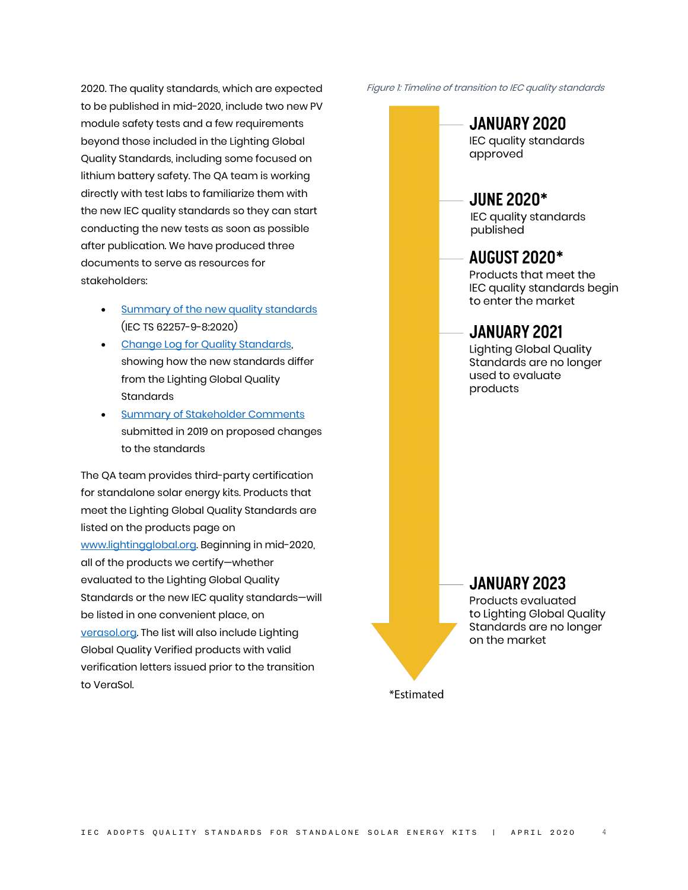2020. The quality standards, which are expected to be published in mid-2020, include two new PV module safety tests and a few requirements beyond those included in the Lighting Global Quality Standards, including some focused on lithium battery safety. The QA team is working directly with test labs to familiarize them with the new IEC quality standards so they can start conducting the new tests as soon as possible after publication. We have produced three documents to serve as resources for stakeholders:

- Summary of the new quality standards (IEC TS 62257-9-8:2020)
- Change Log for Quality Standards, showing how the new standards differ from the Lighting Global Quality Standards
- Summary of Stakeholder Comments submitted in 2019 on proposed changes to the standards

The QA team provides third-party certification for standalone solar energy kits. Products that meet the Lighting Global Quality Standards are listed on the products page on www.lightingglobal.org. Beginning in mid-2020, all of the products we certify—whether evaluated to the Lighting Global Quality Standards or the new IEC quality standards—will be listed in one convenient place, on verasol.org. The list will also include Lighting Global Quality Verified products with valid verification letters issued prior to the transition to VeraSol.

*Figure 1: Timeline of transition to IEC quality standards*

**JANUARY 2020**
IEC quality standards approved

**JUNE 2020***
IEC quality standards published

**AUGUST 2020***
Products that meet the IEC quality standards begin to enter the market

**JANUARY 2021**
Lighting Global Quality Standards are no longer used to evaluate products

**JANUARY 2023**
Products evaluated to Lighting Global Quality Standards are no longer on the market

*Estimated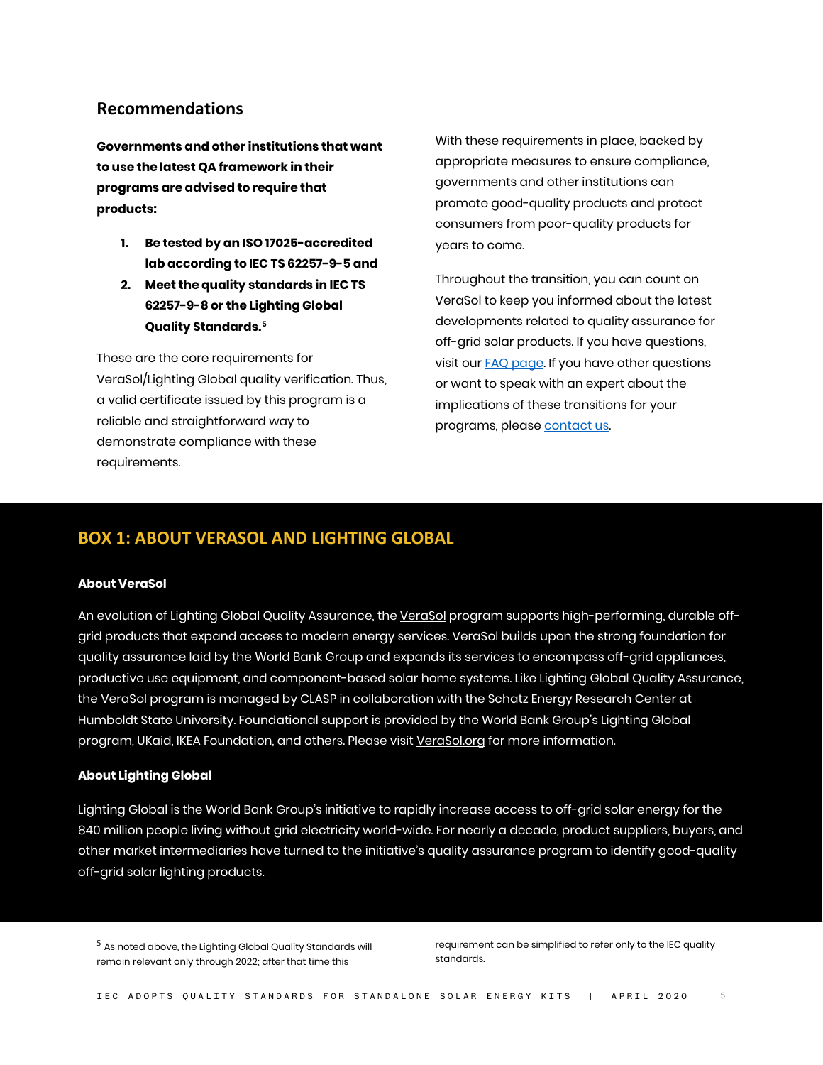## Recommendations

**Governments and other institutions that want to use the latest QA framework in their programs are advised to require that products:**

1. **Be tested by an ISO 17025-accredited lab according to IEC TS 62257-9-5 and**
2. **Meet the quality standards in IEC TS 62257-9-8 or the Lighting Global Quality Standards.**[5]

These are the core requirements for VeraSol/Lighting Global quality verification. Thus, a valid certificate issued by this program is a reliable and straightforward way to demonstrate compliance with these requirements.

With these requirements in place, backed by appropriate measures to ensure compliance, governments and other institutions can promote good-quality products and protect consumers from poor-quality products for years to come.

Throughout the transition, you can count on VeraSol to keep you informed about the latest developments related to quality assurance for off-grid solar products. If you have questions, visit our FAQ page. If you have other questions or want to speak with an expert about the implications of these transitions for your programs, please contact us.

## BOX 1: ABOUT VERASOL AND LIGHTING GLOBAL

**About VeraSol**

An evolution of Lighting Global Quality Assurance, the VeraSol program supports high-performing, durable off-grid products that expand access to modern energy services. VeraSol builds upon the strong foundation for quality assurance laid by the World Bank Group and expands its services to encompass off-grid appliances, productive use equipment, and component-based solar home systems. Like Lighting Global Quality Assurance, the VeraSol program is managed by CLASP in collaboration with the Schatz Energy Research Center at Humboldt State University. Foundational support is provided by the World Bank Group's Lighting Global program, UKaid, IKEA Foundation, and others. Please visit VeraSol.org for more information.

**About Lighting Global**

Lighting Global is the World Bank Group's initiative to rapidly increase access to off-grid solar energy for the 840 million people living without grid electricity world-wide. For nearly a decade, product suppliers, buyers, and other market intermediaries have turned to the initiative's quality assurance program to identify good-quality off-grid solar lighting products.

[5] As noted above, the Lighting Global Quality Standards will remain relevant only through 2022; after that time this requirement can be simplified to refer only to the IEC quality standards.